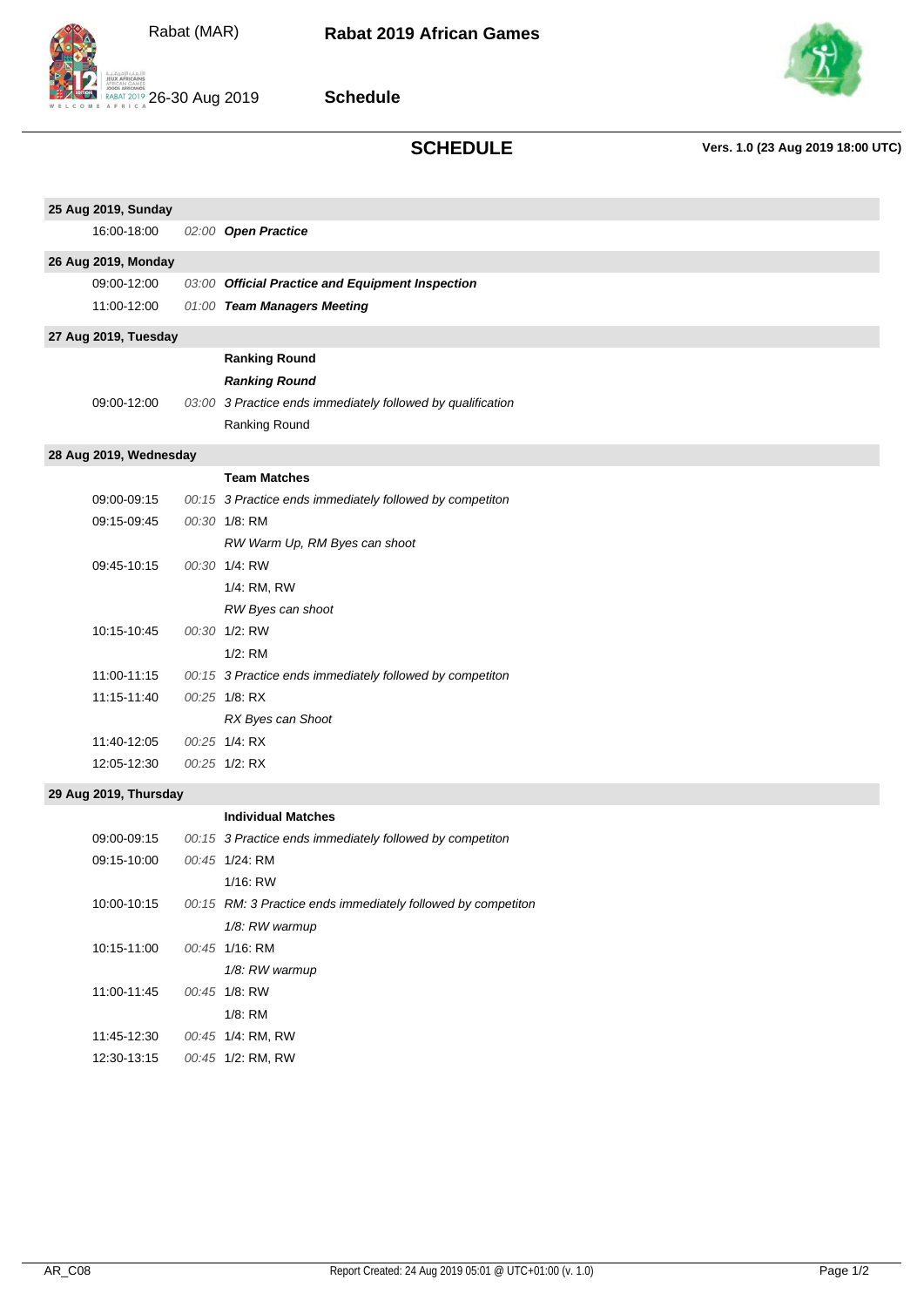# Rabat 2019 African Games

Rabat (MAR)

26-30 Aug 2019

## Schedule

## SCHEDULE

**Vers. 1.0 (23 Aug 2019 18:00 UTC)**

| | | |
|---|---|---|
| **25 Aug 2019, Sunday** | | |
| 16:00-18:00 | *02:00* | ***Open Practice*** |
| **26 Aug 2019, Monday** | | |
| 09:00-12:00 | *03:00* | ***Official Practice and Equipment Inspection*** |
| 11:00-12:00 | *01:00* | ***Team Managers Meeting*** |
| **27 Aug 2019, Tuesday** | | |
| | | **Ranking Round** |
| | | ***Ranking Round*** |
| 09:00-12:00 | *03:00* | *3 Practice ends immediately followed by qualification* |
| | | Ranking Round |
| **28 Aug 2019, Wednesday** | | |
| | | **Team Matches** |
| 09:00-09:15 | *00:15* | *3 Practice ends immediately followed by competiton* |
| 09:15-09:45 | *00:30* | 1/8: RM |
| | | *RW Warm Up, RM Byes can shoot* |
| 09:45-10:15 | *00:30* | 1/4: RW |
| | | 1/4: RM, RW |
| | | *RW Byes can shoot* |
| 10:15-10:45 | *00:30* | 1/2: RW |
| | | 1/2: RM |
| 11:00-11:15 | *00:15* | *3 Practice ends immediately followed by competiton* |
| 11:15-11:40 | *00:25* | 1/8: RX |
| | | *RX Byes can Shoot* |
| 11:40-12:05 | *00:25* | 1/4: RX |
| 12:05-12:30 | *00:25* | 1/2: RX |
| **29 Aug 2019, Thursday** | | |
| | | **Individual Matches** |
| 09:00-09:15 | *00:15* | *3 Practice ends immediately followed by competiton* |
| 09:15-10:00 | *00:45* | 1/24: RM |
| | | 1/16: RW |
| 10:00-10:15 | *00:15* | *RM: 3 Practice ends immediately followed by competiton* |
| | | *1/8: RW warmup* |
| 10:15-11:00 | *00:45* | 1/16: RM |
| | | *1/8: RW warmup* |
| 11:00-11:45 | *00:45* | 1/8: RW |
| | | 1/8: RM |
| 11:45-12:30 | *00:45* | 1/4: RM, RW |
| 12:30-13:15 | *00:45* | 1/2: RM, RW |

AR_C08 Report Created: 24 Aug 2019 05:01 @ UTC+01:00 (v. 1.0)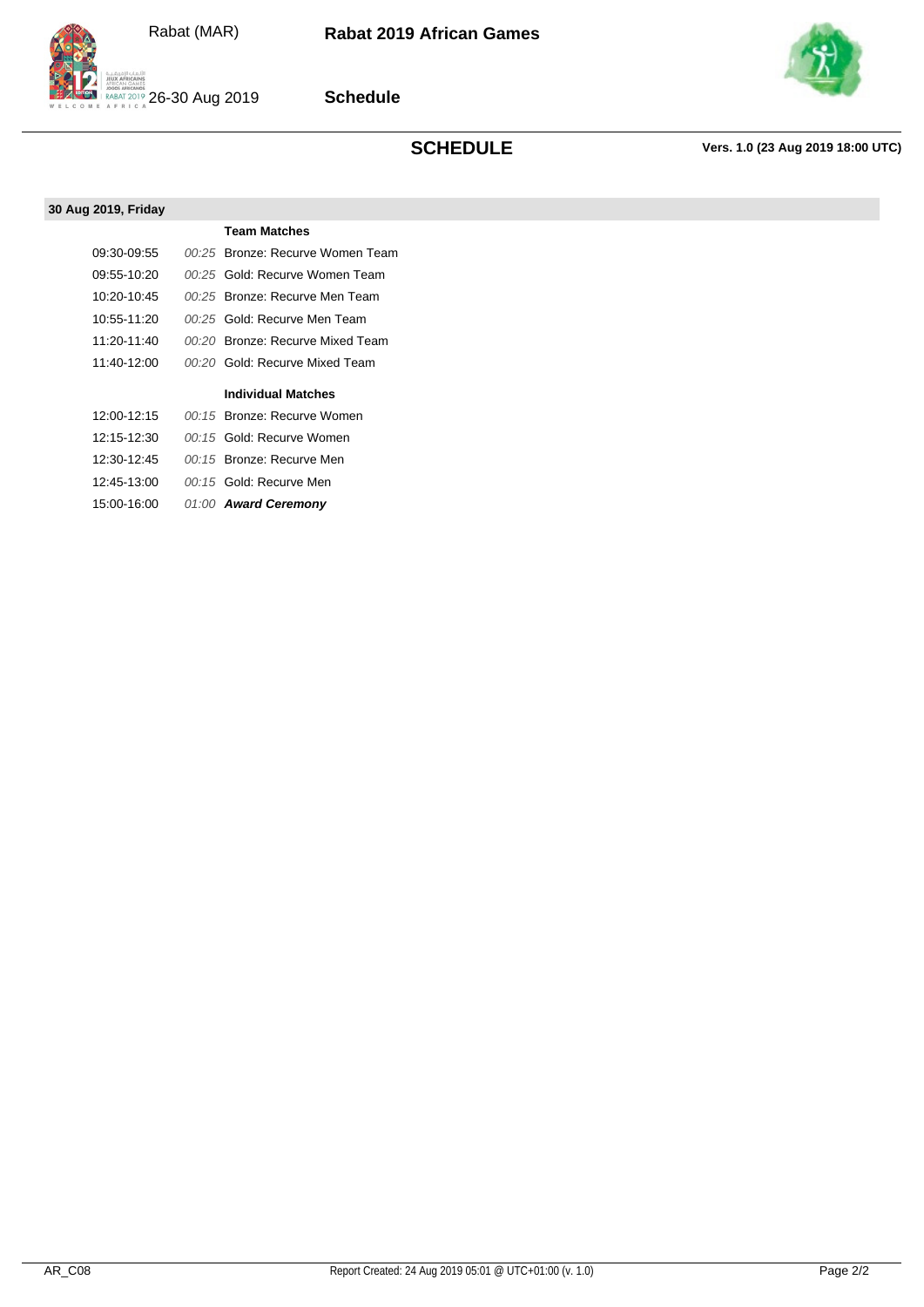# SCHEDULE

**Vers. 1.0 (23 Aug 2019 18:00 UTC)**

**30 Aug 2019, Friday**

| | | |
|---|---|---|
| | | **Team Matches** |
| 09:30-09:55 | *00:25* | Bronze: Recurve Women Team |
| 09:55-10:20 | *00:25* | Gold: Recurve Women Team |
| 10:20-10:45 | *00:25* | Bronze: Recurve Men Team |
| 10:55-11:20 | *00:25* | Gold: Recurve Men Team |
| 11:20-11:40 | *00:20* | Bronze: Recurve Mixed Team |
| 11:40-12:00 | *00:20* | Gold: Recurve Mixed Team |
| | | **Individual Matches** |
| 12:00-12:15 | *00:15* | Bronze: Recurve Women |
| 12:15-12:30 | *00:15* | Gold: Recurve Women |
| 12:30-12:45 | *00:15* | Bronze: Recurve Men |
| 12:45-13:00 | *00:15* | Gold: Recurve Men |
| 15:00-16:00 | *01:00* | ***Award Ceremony*** |

AR_C08

Report Created: 24 Aug 2019 05:01 @ UTC+01:00 (v. 1.0)